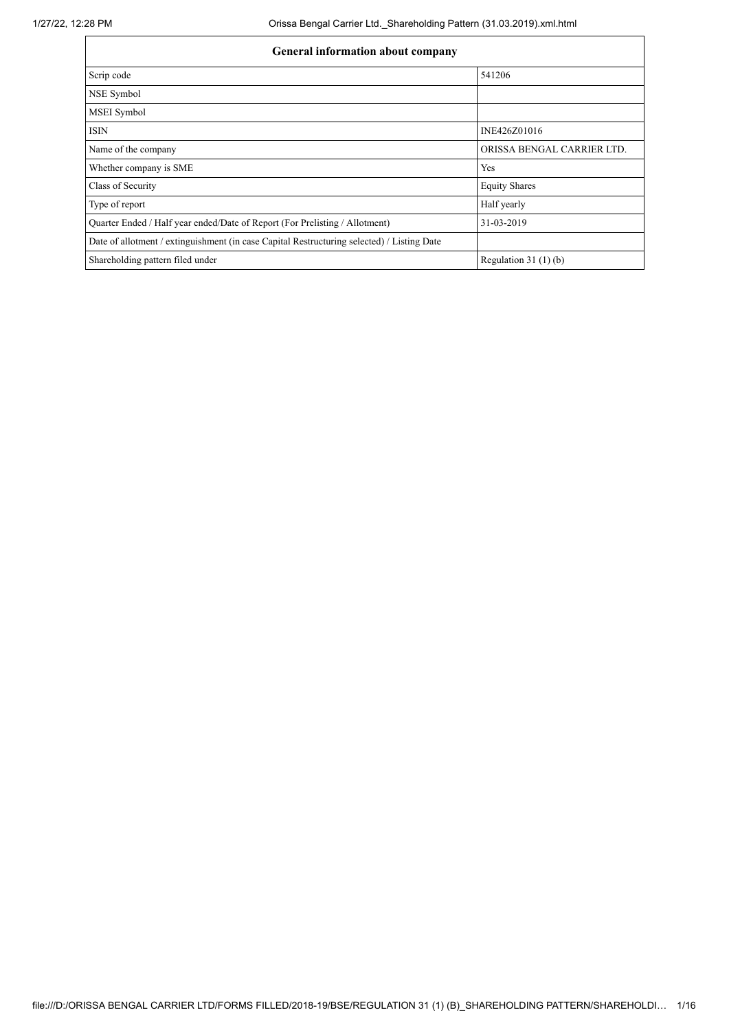| General information about company | |
|---|---|
| Scrip code | 541206 |
| NSE Symbol | |
| MSEI Symbol | |
| ISIN | INE426Z01016 |
| Name of the company | ORISSA BENGAL CARRIER LTD. |
| Whether company is SME | Yes |
| Class of Security | Equity Shares |
| Type of report | Half yearly |
| Quarter Ended / Half year ended/Date of Report (For Prelisting / Allotment) | 31-03-2019 |
| Date of allotment / extinguishment (in case Capital Restructuring selected) / Listing Date | |
| Shareholding pattern filed under | Regulation 31 (1) (b) |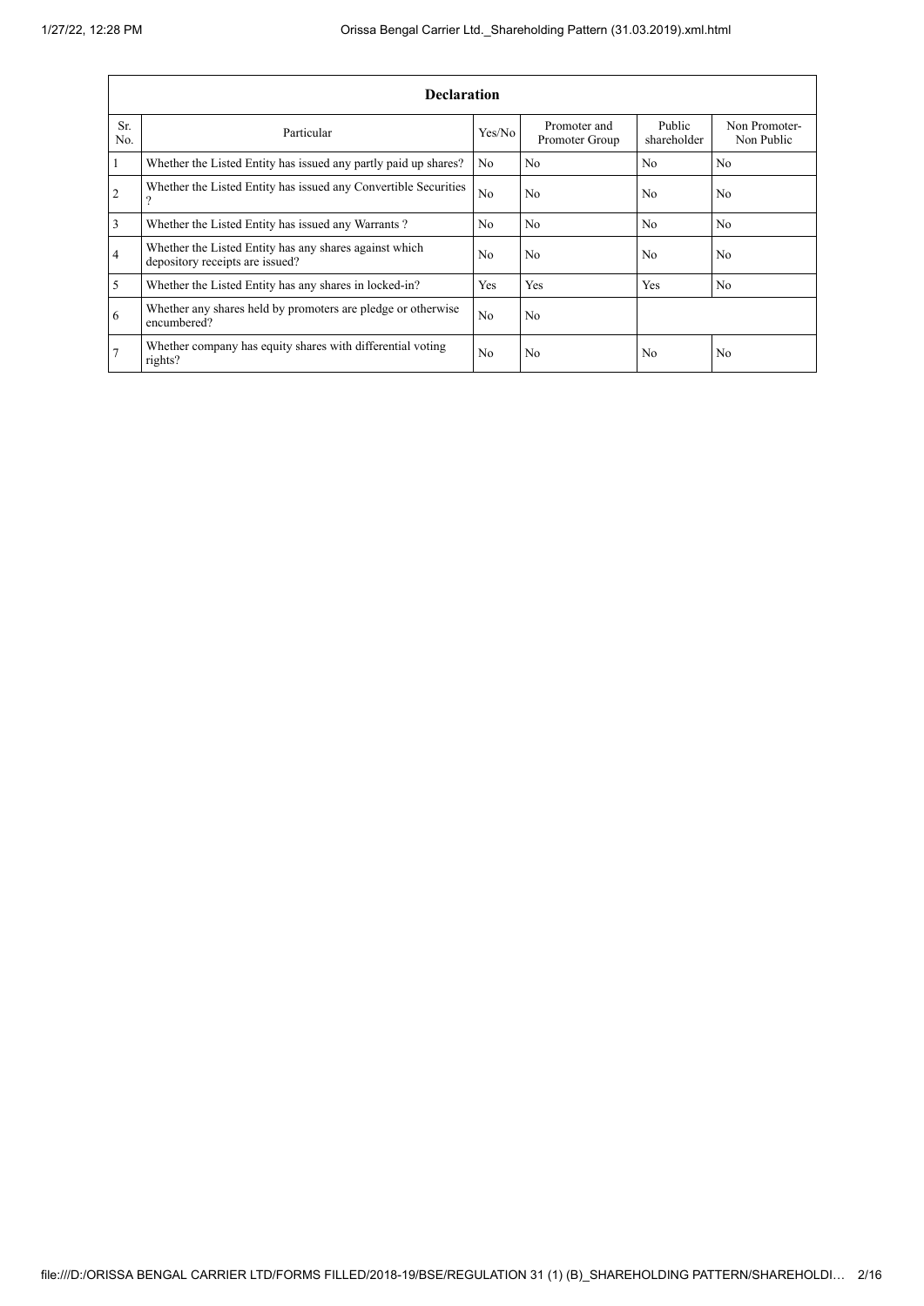| Declaration | | | | | |
|---|---|---|---|---|---|
| Sr. No. | Particular | Yes/No | Promoter and Promoter Group | Public shareholder | Non Promoter- Non Public |
| 1 | Whether the Listed Entity has issued any partly paid up shares? | No | No | No | No |
| 2 | Whether the Listed Entity has issued any Convertible Securities ? | No | No | No | No |
| 3 | Whether the Listed Entity has issued any Warrants ? | No | No | No | No |
| 4 | Whether the Listed Entity has any shares against which depository receipts are issued? | No | No | No | No |
| 5 | Whether the Listed Entity has any shares in locked-in? | Yes | Yes | Yes | No |
| 6 | Whether any shares held by promoters are pledge or otherwise encumbered? | No | No | | |
| 7 | Whether company has equity shares with differential voting rights? | No | No | No | No |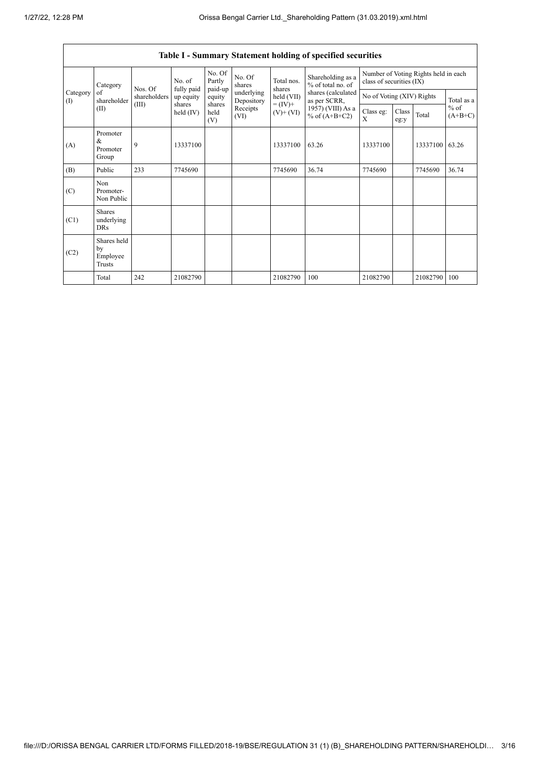## Table I - Summary Statement holding of specified securities

| Category (I) | Category of shareholder (II) | Nos. Of shareholders (III) | No. of fully paid up equity shares held (IV) | No. Of Partly paid-up equity shares held (V) | No. Of shares underlying Depository Receipts (VI) | Total nos. shares held (VII) = (IV)+ (V)+ (VI) | Shareholding as a % of total no. of shares (calculated as per SCRR, 1957) (VIII) As a % of (A+B+C2) | Number of Voting Rights held in each class of securities (IX) | | | |
|---|---|---|---|---|---|---|---|---|---|---|---|
| | | | | | | | | No of Voting (XIV) Rights | | | Total as a % of (A+B+C) |
| | | | | | | | | Class eg: X | Class eg:y | Total | |
| (A) | Promoter & Promoter Group | 9 | 13337100 | | | 13337100 | 63.26 | 13337100 | | 13337100 | 63.26 |
| (B) | Public | 233 | 7745690 | | | 7745690 | 36.74 | 7745690 | | 7745690 | 36.74 |
| (C) | Non Promoter- Non Public | | | | | | | | | | |
| (C1) | Shares underlying DRs | | | | | | | | | | |
| (C2) | Shares held by Employee Trusts | | | | | | | | | | |
| | Total | 242 | 21082790 | | | 21082790 | 100 | 21082790 | | 21082790 | 100 |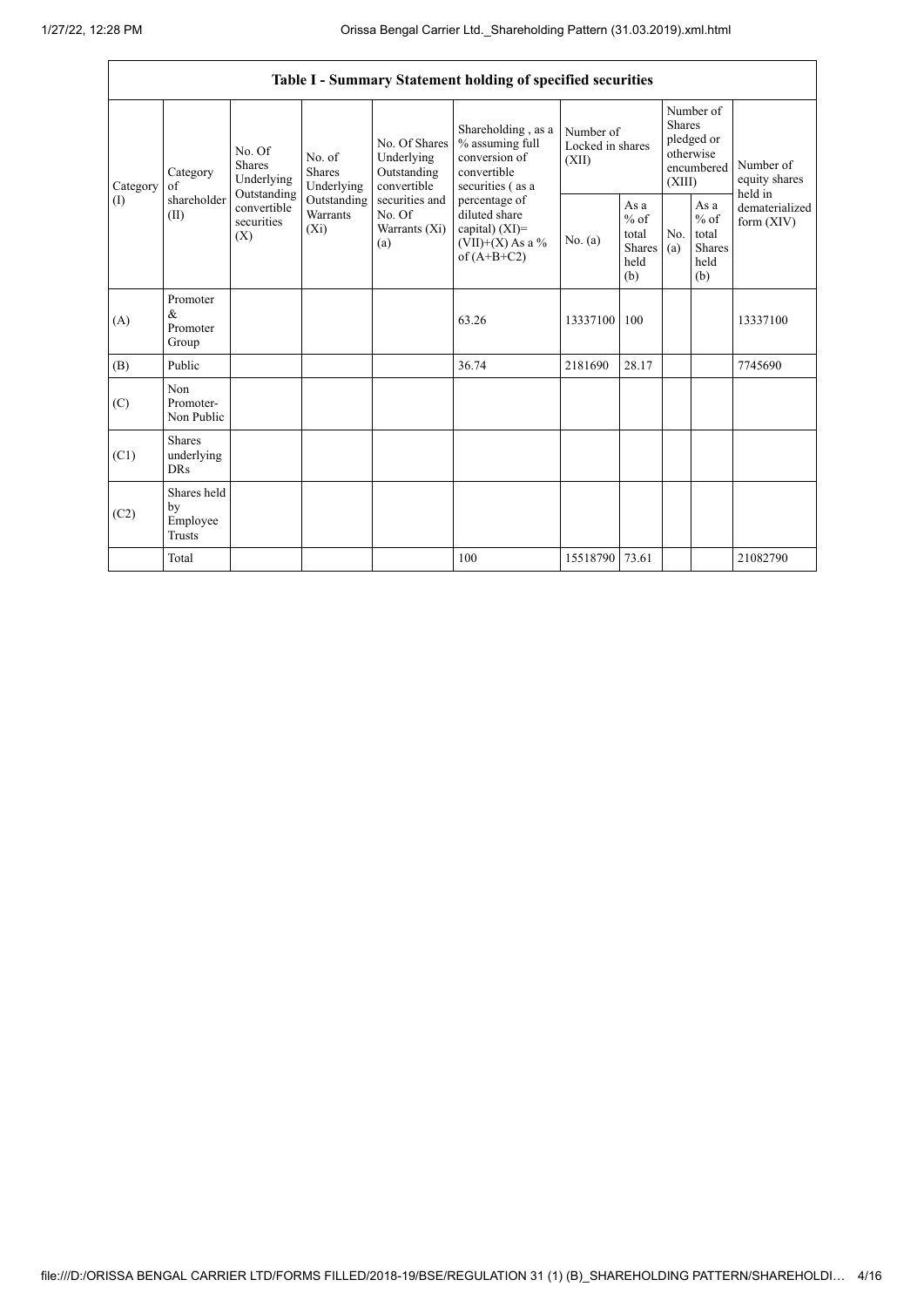| Table I - Summary Statement holding of specified securities | | | | | | | | | | | |
|---|---|---|---|---|---|---|---|---|---|---|---|
| Category (I) | Category of shareholder (II) | No. Of Shares Underlying Outstanding convertible securities (X) | No. of Shares Underlying Outstanding Warrants (Xi) | No. Of Shares Underlying Outstanding convertible securities and No. Of Warrants (Xi) (a) | Shareholding , as a % assuming full conversion of convertible securities ( as a percentage of diluted share capital) (XI)= (VII)+(X) As a % of (A+B+C2) | Number of Locked in shares (XII) | | Number of Shares pledged or otherwise encumbered (XIII) | | Number of equity shares held in dematerialized form (XIV) |
| | | | | | | No. (a) | As a % of total Shares held (b) | No. (a) | As a % of total Shares held (b) | |
| (A) | Promoter & Promoter Group | | | | 63.26 | 13337100 | 100 | | | 13337100 |
| (B) | Public | | | | 36.74 | 2181690 | 28.17 | | | 7745690 |
| (C) | Non Promoter- Non Public | | | | | | | | | |
| (C1) | Shares underlying DRs | | | | | | | | | |
| (C2) | Shares held by Employee Trusts | | | | | | | | | |
| | Total | | | | 100 | 15518790 | 73.61 | | | 21082790 |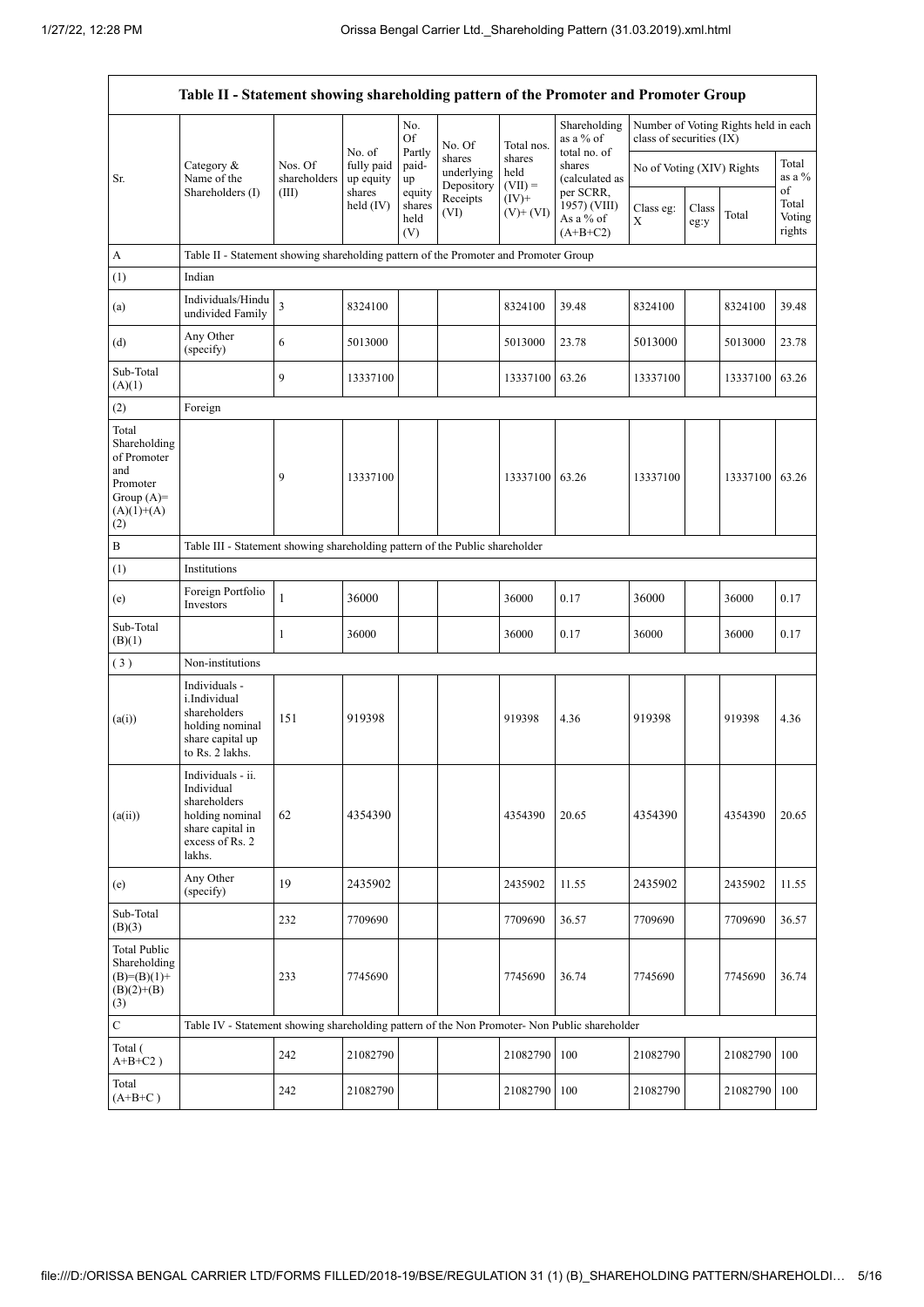| Table II - Statement showing shareholding pattern of the Promoter and Promoter Group | | | | | | | | | | | |
|---|---|---|---|---|---|---|---|---|---|---|---|
| Sr. | Category & Name of the Shareholders (I) | Nos. Of shareholders (III) | No. of fully paid up equity shares held (IV) | No. Of Partly paid-up equity shares held (V) | No. Of shares underlying Depository Receipts (VI) | Total nos. shares held (VII) = (IV)+ (V)+ (VI) | Shareholding as a % of total no. of shares (calculated as per SCRR, 1957) (VIII) As a % of (A+B+C2) | Number of Voting Rights held in each class of securities (IX) | | | |
| | | | | | | | | No of Voting (XIV) Rights | | | Total as a % of Total Voting rights |
| | | | | | | | | Class eg: X | Class eg:y | Total | |
| A | Table II - Statement showing shareholding pattern of the Promoter and Promoter Group | | | | | | | | | | |
| (1) | Indian | | | | | | | | | | |
| (a) | Individuals/Hindu undivided Family | 3 | 8324100 | | | 8324100 | 39.48 | 8324100 | | 8324100 | 39.48 |
| (d) | Any Other (specify) | 6 | 5013000 | | | 5013000 | 23.78 | 5013000 | | 5013000 | 23.78 |
| Sub-Total (A)(1) | | 9 | 13337100 | | | 13337100 | 63.26 | 13337100 | | 13337100 | 63.26 |
| (2) | Foreign | | | | | | | | | | |
| Total Shareholding of Promoter and Promoter Group (A)= (A)(1)+(A)(2) | | 9 | 13337100 | | | 13337100 | 63.26 | 13337100 | | 13337100 | 63.26 |
| B | Table III - Statement showing shareholding pattern of the Public shareholder | | | | | | | | | | |
| (1) | Institutions | | | | | | | | | | |
| (e) | Foreign Portfolio Investors | 1 | 36000 | | | 36000 | 0.17 | 36000 | | 36000 | 0.17 |
| Sub-Total (B)(1) | | 1 | 36000 | | | 36000 | 0.17 | 36000 | | 36000 | 0.17 |
| (3) | Non-institutions | | | | | | | | | | |
| (a(i)) | Individuals - i.Individual shareholders holding nominal share capital up to Rs. 2 lakhs. | 151 | 919398 | | | 919398 | 4.36 | 919398 | | 919398 | 4.36 |
| (a(ii)) | Individuals - ii. Individual shareholders holding nominal share capital in excess of Rs. 2 lakhs. | 62 | 4354390 | | | 4354390 | 20.65 | 4354390 | | 4354390 | 20.65 |
| (e) | Any Other (specify) | 19 | 2435902 | | | 2435902 | 11.55 | 2435902 | | 2435902 | 11.55 |
| Sub-Total (B)(3) | | 232 | 7709690 | | | 7709690 | 36.57 | 7709690 | | 7709690 | 36.57 |
| Total Public Shareholding (B)=(B)(1)+(B)(2)+(B)(3) | | 233 | 7745690 | | | 7745690 | 36.74 | 7745690 | | 7745690 | 36.74 |
| C | Table IV - Statement showing shareholding pattern of the Non Promoter- Non Public shareholder | | | | | | | | | | |
| Total ( A+B+C2 ) | | 242 | 21082790 | | | 21082790 | 100 | 21082790 | | 21082790 | 100 |
| Total (A+B+C ) | | 242 | 21082790 | | | 21082790 | 100 | 21082790 | | 21082790 | 100 |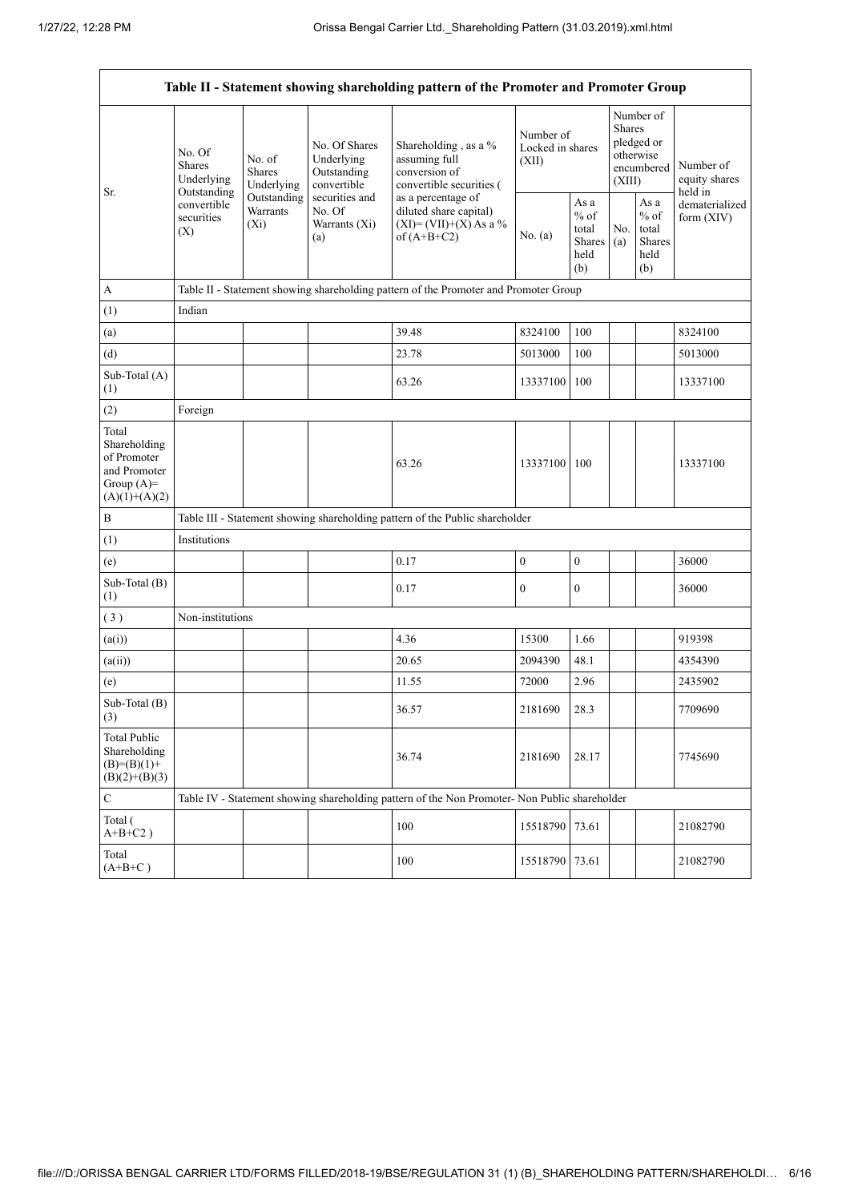| Table II - Statement showing shareholding pattern of the Promoter and Promoter Group | | | | | | | | | |
|---|---|---|---|---|---|---|---|---|---|
| Sr. | No. Of Shares Underlying Outstanding convertible securities (X) | No. of Shares Underlying Outstanding Warrants (Xi) | No. Of Shares Underlying Outstanding convertible securities and No. Of Warrants (Xi) (a) | Shareholding , as a % assuming full conversion of convertible securities ( as a percentage of diluted share capital) (XI)= (VII)+(X) As a % of (A+B+C2) | Number of Locked in shares (XII) | | Number of Shares pledged or otherwise encumbered (XIII) | | Number of equity shares held in dematerialized form (XIV) |
| | | | | | No. (a) | As a % of total Shares held (b) | No. (a) | As a % of total Shares held (b) | |
| A | Table II - Statement showing shareholding pattern of the Promoter and Promoter Group | | | | | | | | |
| (1) | Indian | | | | | | | | |
| (a) | | | | 39.48 | 8324100 | 100 | | | 8324100 |
| (d) | | | | 23.78 | 5013000 | 100 | | | 5013000 |
| Sub-Total (A) (1) | | | | 63.26 | 13337100 | 100 | | | 13337100 |
| (2) | Foreign | | | | | | | | |
| Total Shareholding of Promoter and Promoter Group (A)= (A)(1)+(A)(2) | | | | 63.26 | 13337100 | 100 | | | 13337100 |
| B | Table III - Statement showing shareholding pattern of the Public shareholder | | | | | | | | |
| (1) | Institutions | | | | | | | | |
| (e) | | | | 0.17 | 0 | 0 | | | 36000 |
| Sub-Total (B) (1) | | | | 0.17 | 0 | 0 | | | 36000 |
| (3) | Non-institutions | | | | | | | | |
| (a(i)) | | | | 4.36 | 15300 | 1.66 | | | 919398 |
| (a(ii)) | | | | 20.65 | 2094390 | 48.1 | | | 4354390 |
| (e) | | | | 11.55 | 72000 | 2.96 | | | 2435902 |
| Sub-Total (B) (3) | | | | 36.57 | 2181690 | 28.3 | | | 7709690 |
| Total Public Shareholding (B)=(B)(1)+ (B)(2)+(B)(3) | | | | 36.74 | 2181690 | 28.17 | | | 7745690 |
| C | Table IV - Statement showing shareholding pattern of the Non Promoter- Non Public shareholder | | | | | | | | |
| Total ( A+B+C2 ) | | | | 100 | 15518790 | 73.61 | | | 21082790 |
| Total (A+B+C ) | | | | 100 | 15518790 | 73.61 | | | 21082790 |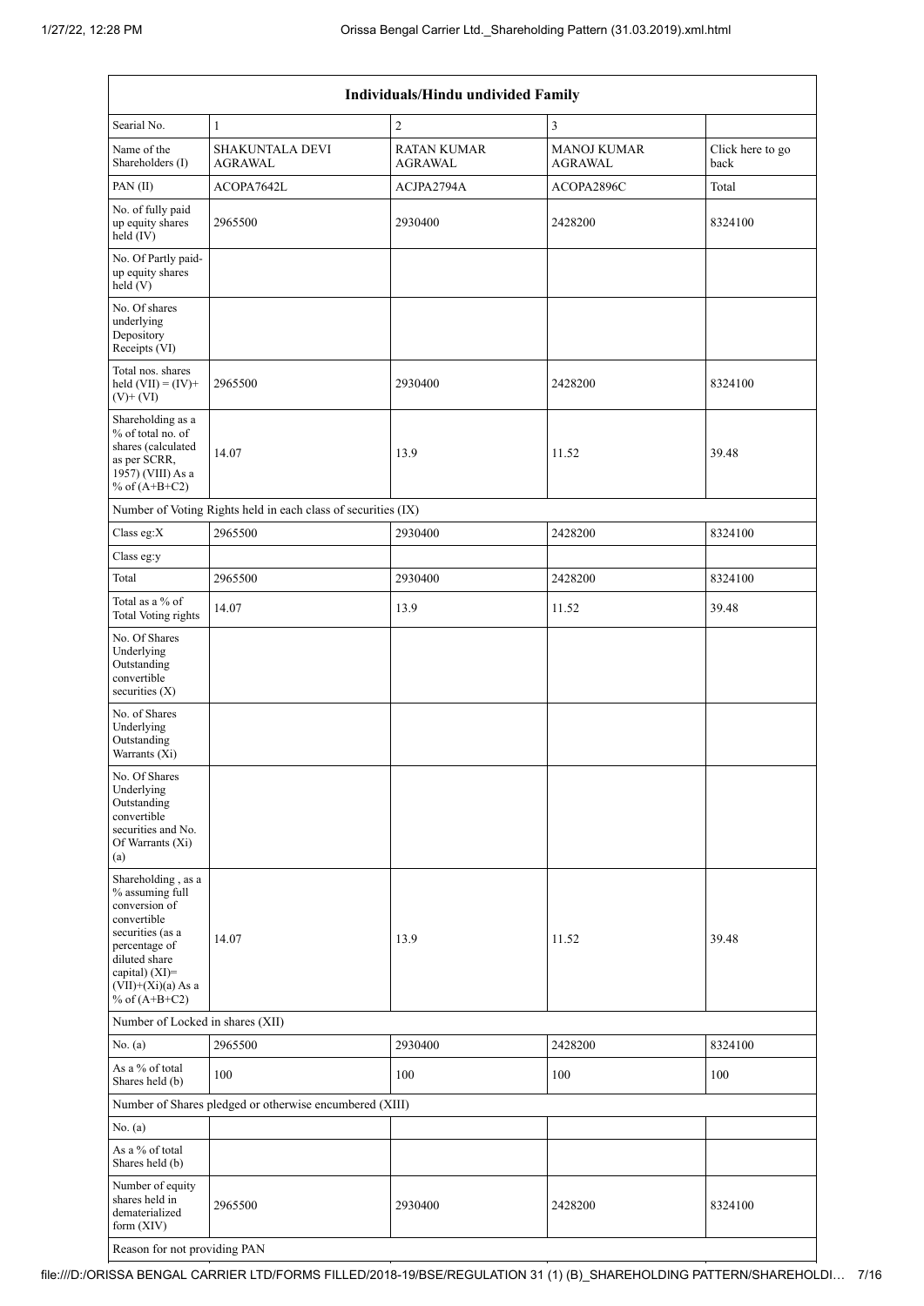| Individuals/Hindu undivided Family | | | | |
|---|---|---|---|---|
| Searial No. | 1 | 2 | 3 | |
| Name of the Shareholders (I) | SHAKUNTALA DEVI AGRAWAL | RATAN KUMAR AGRAWAL | MANOJ KUMAR AGRAWAL | Click here to go back |
| PAN (II) | ACOPA7642L | ACJPA2794A | ACOPA2896C | Total |
| No. of fully paid up equity shares held (IV) | 2965500 | 2930400 | 2428200 | 8324100 |
| No. Of Partly paid-up equity shares held (V) | | | | |
| No. Of shares underlying Depository Receipts (VI) | | | | |
| Total nos. shares held (VII) = (IV)+ (V)+ (VI) | 2965500 | 2930400 | 2428200 | 8324100 |
| Shareholding as a % of total no. of shares (calculated as per SCRR, 1957) (VIII) As a % of (A+B+C2) | 14.07 | 13.9 | 11.52 | 39.48 |
| Number of Voting Rights held in each class of securities (IX) | | | | |
| Class eg:X | 2965500 | 2930400 | 2428200 | 8324100 |
| Class eg:y | | | | |
| Total | 2965500 | 2930400 | 2428200 | 8324100 |
| Total as a % of Total Voting rights | 14.07 | 13.9 | 11.52 | 39.48 |
| No. Of Shares Underlying Outstanding convertible securities (X) | | | | |
| No. of Shares Underlying Outstanding Warrants (Xi) | | | | |
| No. Of Shares Underlying Outstanding convertible securities and No. Of Warrants (Xi) (a) | | | | |
| Shareholding , as a % assuming full conversion of convertible securities (as a percentage of diluted share capital) (XI)= (VII)+(Xi)(a) As a % of (A+B+C2) | 14.07 | 13.9 | 11.52 | 39.48 |
| Number of Locked in shares (XII) | | | | |
| No. (a) | 2965500 | 2930400 | 2428200 | 8324100 |
| As a % of total Shares held (b) | 100 | 100 | 100 | 100 |
| Number of Shares pledged or otherwise encumbered (XIII) | | | | |
| No. (a) | | | | |
| As a % of total Shares held (b) | | | | |
| Number of equity shares held in dematerialized form (XIV) | 2965500 | 2930400 | 2428200 | 8324100 |
| Reason for not providing PAN | | | | |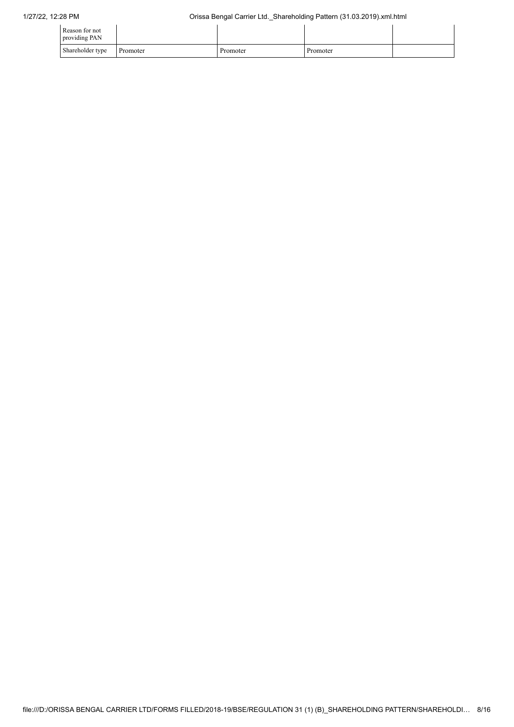| Reason for not providing PAN | | | | |
|---|---|---|---|---|
| Shareholder type | Promoter | Promoter | Promoter | |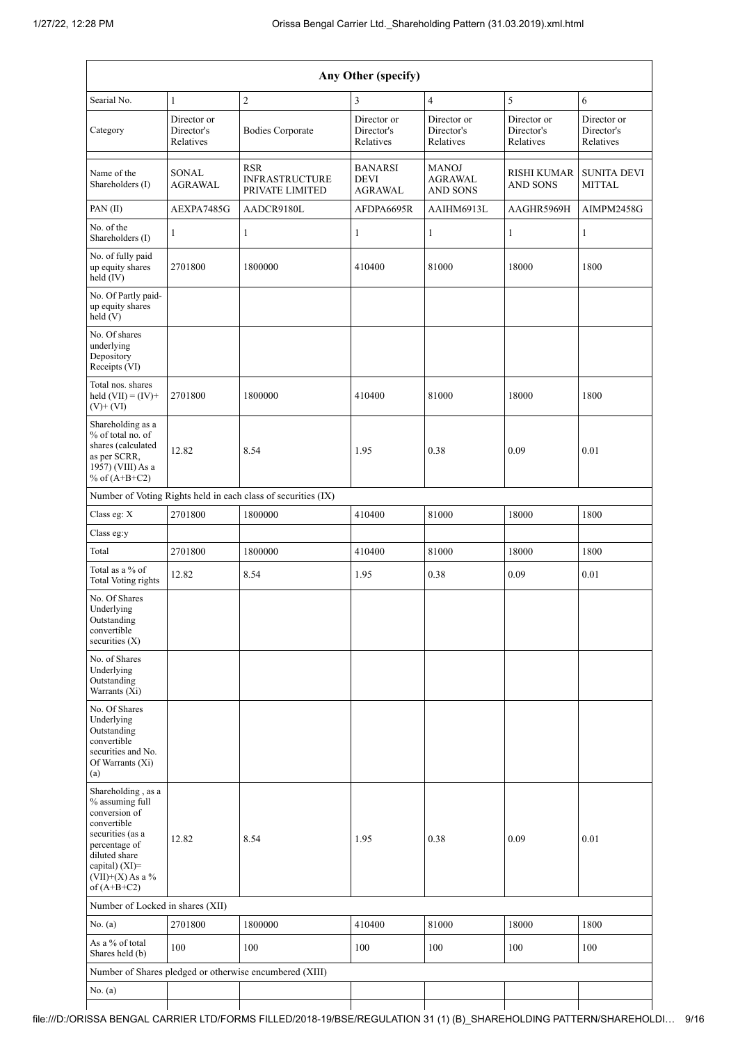| Any Other (specify) | | | | | | |
|---|---|---|---|---|---|---|
| Searial No. | 1 | 2 | 3 | 4 | 5 | 6 |
| Category | Director or Director's Relatives | Bodies Corporate | Director or Director's Relatives | Director or Director's Relatives | Director or Director's Relatives | Director or Director's Relatives |
| Name of the Shareholders (I) | SONAL AGRAWAL | RSR INFRASTRUCTURE PRIVATE LIMITED | BANARSI DEVI AGRAWAL | MANOJ AGRAWAL AND SONS | RISHI KUMAR AND SONS | SUNITA DEVI MITTAL |
| PAN (II) | AEXPA7485G | AADCR9180L | AFDPA6695R | AAIHM6913L | AAGHR5969H | AIMPM2458G |
| No. of the Shareholders (I) | 1 | 1 | 1 | 1 | 1 | 1 |
| No. of fully paid up equity shares held (IV) | 2701800 | 1800000 | 410400 | 81000 | 18000 | 1800 |
| No. Of Partly paid-up equity shares held (V) | | | | | | |
| No. Of shares underlying Depository Receipts (VI) | | | | | | |
| Total nos. shares held (VII) = (IV)+ (V)+ (VI) | 2701800 | 1800000 | 410400 | 81000 | 18000 | 1800 |
| Shareholding as a % of total no. of shares (calculated as per SCRR, 1957) (VIII) As a % of (A+B+C2) | 12.82 | 8.54 | 1.95 | 0.38 | 0.09 | 0.01 |
| Number of Voting Rights held in each class of securities (IX) | | | | | | |
| Class eg: X | 2701800 | 1800000 | 410400 | 81000 | 18000 | 1800 |
| Class eg:y | | | | | | |
| Total | 2701800 | 1800000 | 410400 | 81000 | 18000 | 1800 |
| Total as a % of Total Voting rights | 12.82 | 8.54 | 1.95 | 0.38 | 0.09 | 0.01 |
| No. Of Shares Underlying Outstanding convertible securities (X) | | | | | | |
| No. of Shares Underlying Outstanding Warrants (Xi) | | | | | | |
| No. Of Shares Underlying Outstanding convertible securities and No. Of Warrants (Xi) (a) | | | | | | |
| Shareholding , as a % assuming full conversion of convertible securities (as a percentage of diluted share capital) (XI)= (VII)+(X) As a % of (A+B+C2) | 12.82 | 8.54 | 1.95 | 0.38 | 0.09 | 0.01 |
| Number of Locked in shares (XII) | | | | | | |
| No. (a) | 2701800 | 1800000 | 410400 | 81000 | 18000 | 1800 |
| As a % of total Shares held (b) | 100 | 100 | 100 | 100 | 100 | 100 |
| Number of Shares pledged or otherwise encumbered (XIII) | | | | | | |
| No. (a) | | | | | | |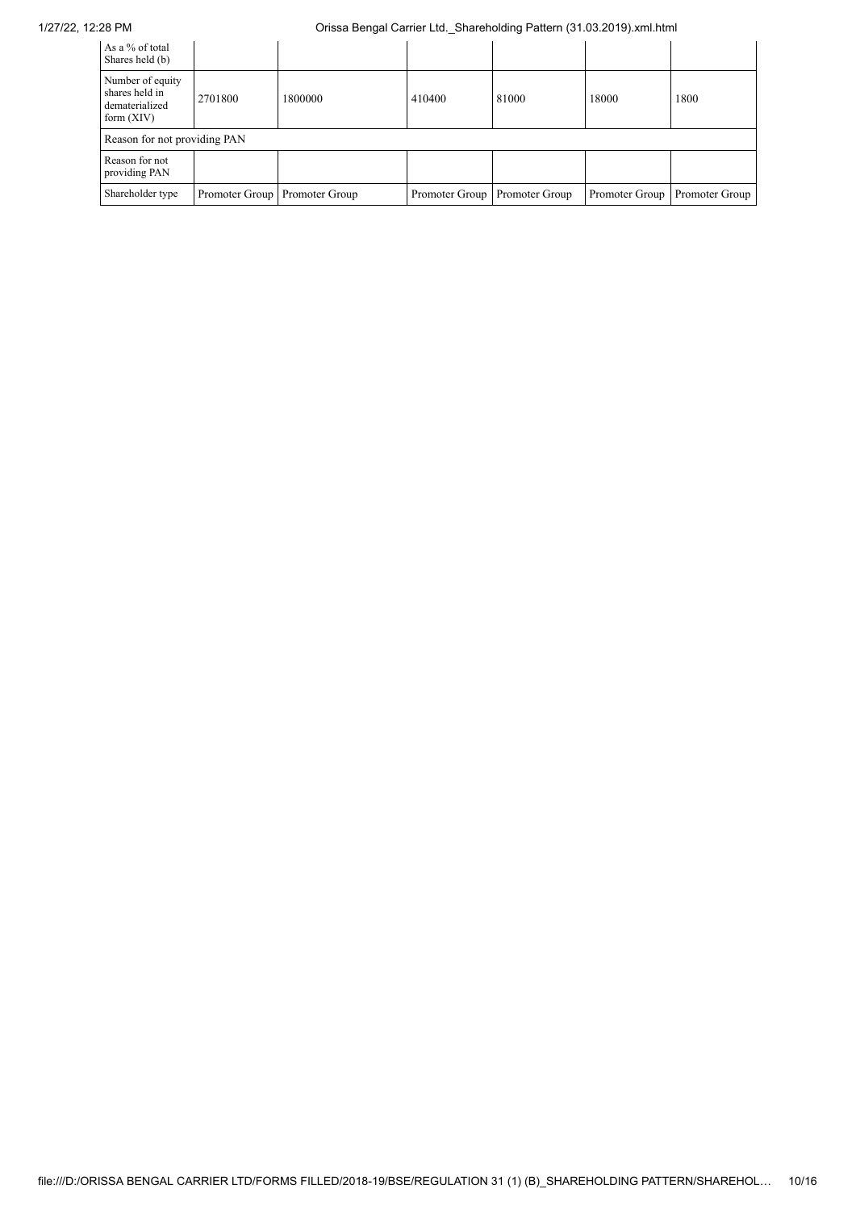| As a % of total Shares held (b) | | | | | | |
|---|---|---|---|---|---|---|
| Number of equity shares held in dematerialized form (XIV) | 2701800 | 1800000 | 410400 | 81000 | 18000 | 1800 |
| Reason for not providing PAN | | | | | | |
| Reason for not providing PAN | | | | | | |
| Shareholder type | Promoter Group | Promoter Group | Promoter Group | Promoter Group | Promoter Group | Promoter Group |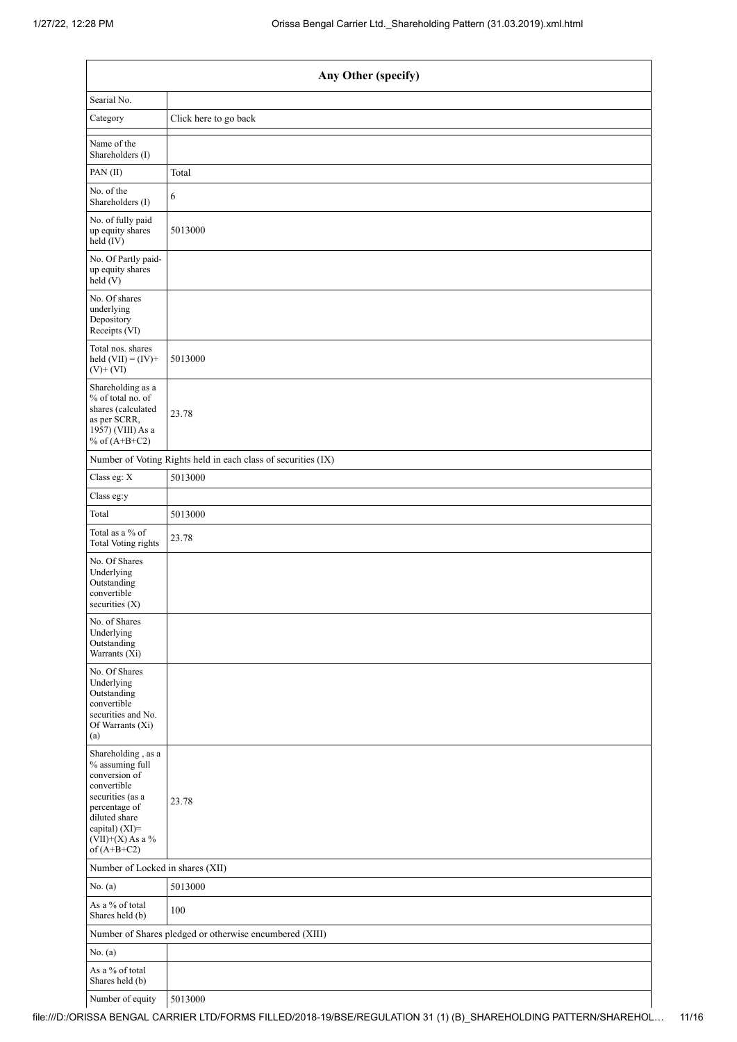| Any Other (specify) | |
|---|---|
| Searial No. | |
| Category | Click here to go back |
| Name of the Shareholders (I) | |
| PAN (II) | Total |
| No. of the Shareholders (I) | 6 |
| No. of fully paid up equity shares held (IV) | 5013000 |
| No. Of Partly paid-up equity shares held (V) | |
| No. Of shares underlying Depository Receipts (VI) | |
| Total nos. shares held (VII) = (IV)+ (V)+ (VI) | 5013000 |
| Shareholding as a % of total no. of shares (calculated as per SCRR, 1957) (VIII) As a % of (A+B+C2) | 23.78 |
| Number of Voting Rights held in each class of securities (IX) | |
| Class eg: X | 5013000 |
| Class eg:y | |
| Total | 5013000 |
| Total as a % of Total Voting rights | 23.78 |
| No. Of Shares Underlying Outstanding convertible securities (X) | |
| No. of Shares Underlying Outstanding Warrants (Xi) | |
| No. Of Shares Underlying Outstanding convertible securities and No. Of Warrants (Xi) (a) | |
| Shareholding , as a % assuming full conversion of convertible securities (as a percentage of diluted share capital) (XI)= (VII)+(X) As a % of (A+B+C2) | 23.78 |
| Number of Locked in shares (XII) | |
| No. (a) | 5013000 |
| As a % of total Shares held (b) | 100 |
| Number of Shares pledged or otherwise encumbered (XIII) | |
| No. (a) | |
| As a % of total Shares held (b) | |
| Number of equity | 5013000 |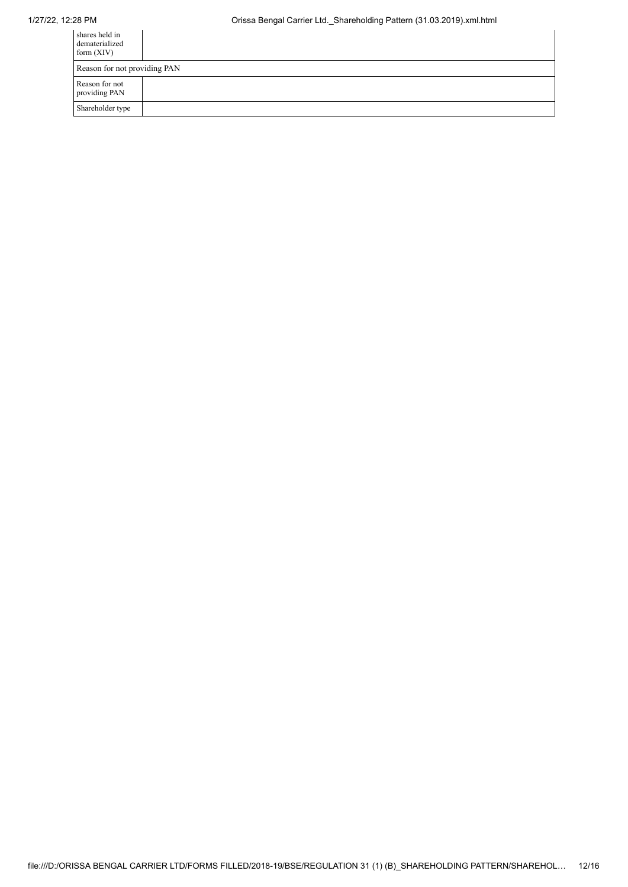| | |
|---|---|
| shares held in dematerialized form (XIV) | |
| Reason for not providing PAN | |
| Reason for not providing PAN | |
| Shareholder type | |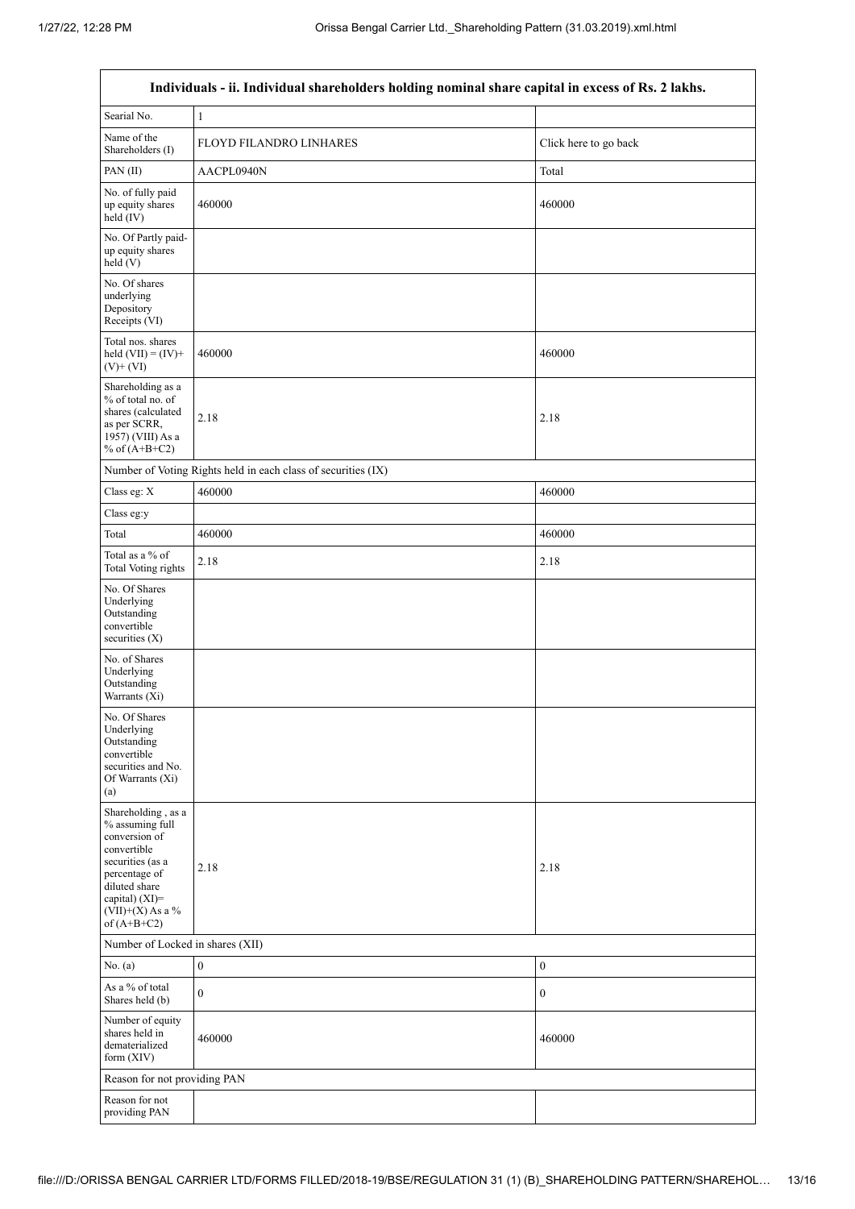| Individuals - ii. Individual shareholders holding nominal share capital in excess of Rs. 2 lakhs. | | |
|---|---|---|
| Searial No. | 1 | |
| Name of the Shareholders (I) | FLOYD FILANDRO LINHARES | Click here to go back |
| PAN (II) | AACPL0940N | Total |
| No. of fully paid up equity shares held (IV) | 460000 | 460000 |
| No. Of Partly paid-up equity shares held (V) | | |
| No. Of shares underlying Depository Receipts (VI) | | |
| Total nos. shares held (VII) = (IV)+ (V)+ (VI) | 460000 | 460000 |
| Shareholding as a % of total no. of shares (calculated as per SCRR, 1957) (VIII) As a % of (A+B+C2) | 2.18 | 2.18 |
| Number of Voting Rights held in each class of securities (IX) | | |
| Class eg: X | 460000 | 460000 |
| Class eg:y | | |
| Total | 460000 | 460000 |
| Total as a % of Total Voting rights | 2.18 | 2.18 |
| No. Of Shares Underlying Outstanding convertible securities (X) | | |
| No. of Shares Underlying Outstanding Warrants (Xi) | | |
| No. Of Shares Underlying Outstanding convertible securities and No. Of Warrants (Xi) (a) | | |
| Shareholding , as a % assuming full conversion of convertible securities (as a percentage of diluted share capital) (XI)= (VII)+(X) As a % of (A+B+C2) | 2.18 | 2.18 |
| Number of Locked in shares (XII) | | |
| No. (a) | 0 | 0 |
| As a % of total Shares held (b) | 0 | 0 |
| Number of equity shares held in dematerialized form (XIV) | 460000 | 460000 |
| Reason for not providing PAN | | |
| Reason for not providing PAN | | |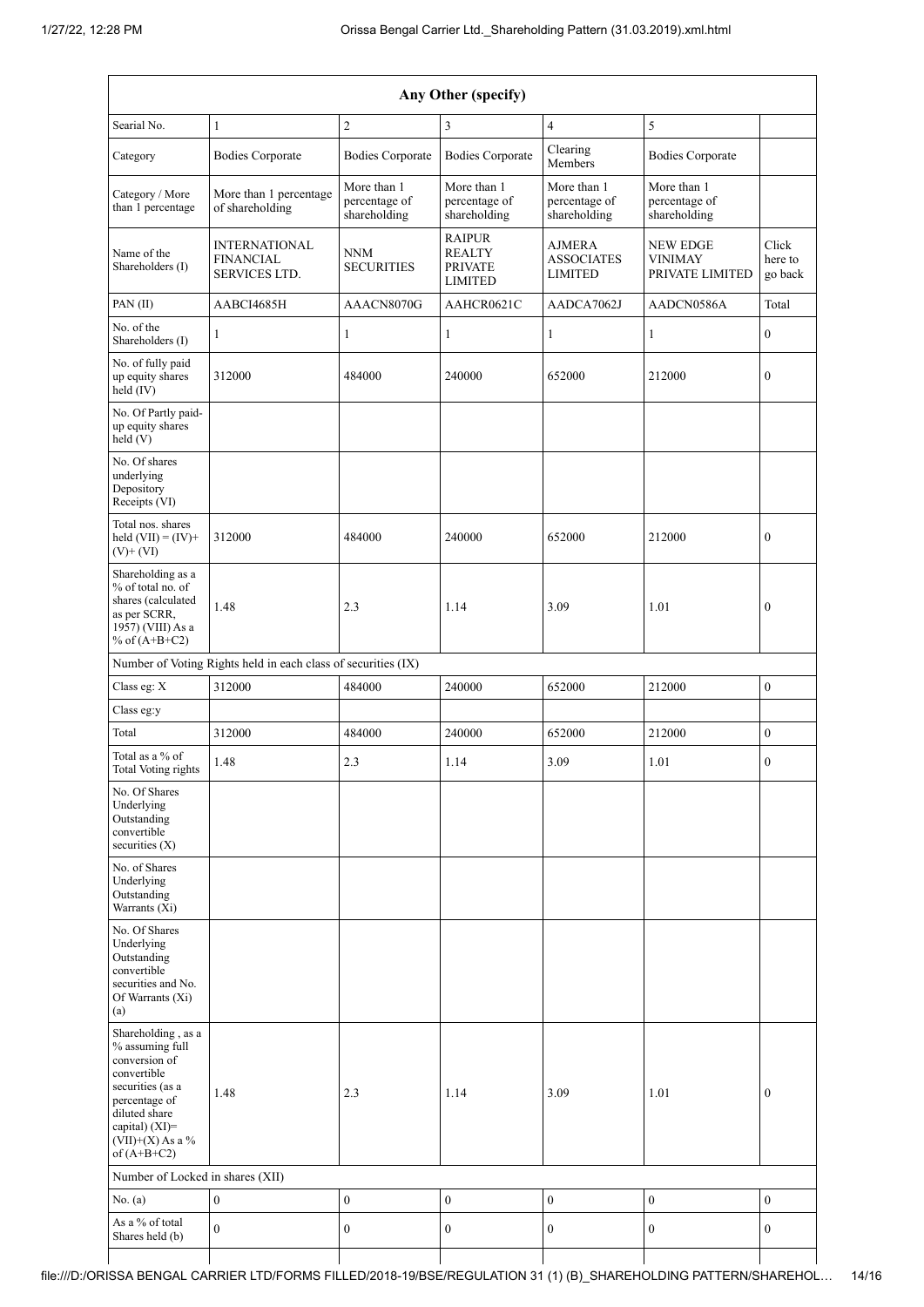| Any Other (specify) | | | | | | |
|---|---|---|---|---|---|---|
| Searial No. | 1 | 2 | 3 | 4 | 5 | |
| Category | Bodies Corporate | Bodies Corporate | Bodies Corporate | Clearing Members | Bodies Corporate | |
| Category / More than 1 percentage | More than 1 percentage of shareholding | More than 1 percentage of shareholding | More than 1 percentage of shareholding | More than 1 percentage of shareholding | More than 1 percentage of shareholding | |
| Name of the Shareholders (I) | INTERNATIONAL FINANCIAL SERVICES LTD. | NNM SECURITIES | RAIPUR REALTY PRIVATE LIMITED | AJMERA ASSOCIATES LIMITED | NEW EDGE VINIMAY PRIVATE LIMITED | Click here to go back |
| PAN (II) | AABCI4685H | AAACN8070G | AAHCR0621C | AADCA7062J | AADCN0586A | Total |
| No. of the Shareholders (I) | 1 | 1 | 1 | 1 | 1 | 0 |
| No. of fully paid up equity shares held (IV) | 312000 | 484000 | 240000 | 652000 | 212000 | 0 |
| No. Of Partly paid-up equity shares held (V) | | | | | | |
| No. Of shares underlying Depository Receipts (VI) | | | | | | |
| Total nos. shares held (VII) = (IV)+(V)+ (VI) | 312000 | 484000 | 240000 | 652000 | 212000 | 0 |
| Shareholding as a % of total no. of shares (calculated as per SCRR, 1957) (VIII) As a % of (A+B+C2) | 1.48 | 2.3 | 1.14 | 3.09 | 1.01 | 0 |
| Number of Voting Rights held in each class of securities (IX) | | | | | | |
| Class eg: X | 312000 | 484000 | 240000 | 652000 | 212000 | 0 |
| Class eg:y | | | | | | |
| Total | 312000 | 484000 | 240000 | 652000 | 212000 | 0 |
| Total as a % of Total Voting rights | 1.48 | 2.3 | 1.14 | 3.09 | 1.01 | 0 |
| No. Of Shares Underlying Outstanding convertible securities (X) | | | | | | |
| No. of Shares Underlying Outstanding Warrants (Xi) | | | | | | |
| No. Of Shares Underlying Outstanding convertible securities and No. Of Warrants (Xi) (a) | | | | | | |
| Shareholding , as a % assuming full conversion of convertible securities (as a percentage of diluted share capital) (XI)= (VII)+(X) As a % of (A+B+C2) | 1.48 | 2.3 | 1.14 | 3.09 | 1.01 | 0 |
| Number of Locked in shares (XII) | | | | | | |
| No. (a) | 0 | 0 | 0 | 0 | 0 | 0 |
| As a % of total Shares held (b) | 0 | 0 | 0 | 0 | 0 | 0 |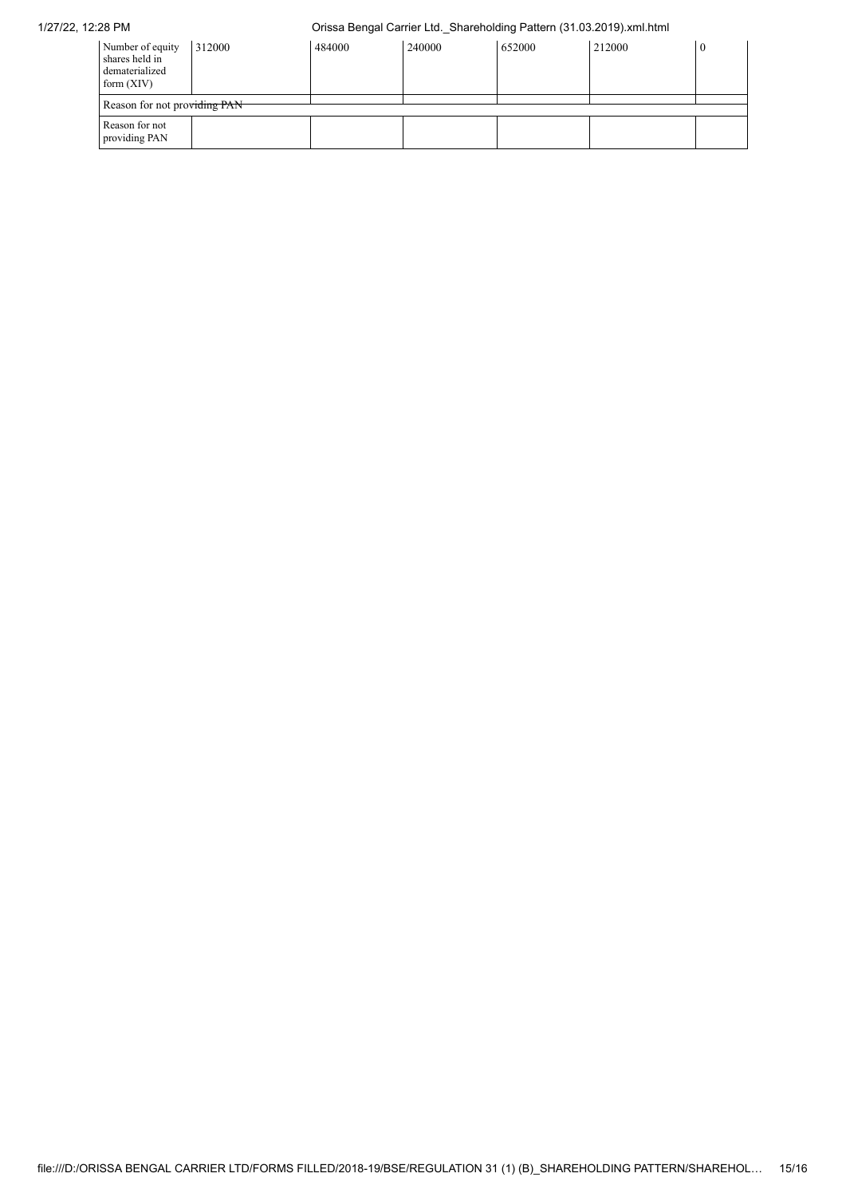| | | | | | | |
|---|---|---|---|---|---|---|
| Number of equity shares held in dematerialized form (XIV) | 312000 | 484000 | 240000 | 652000 | 212000 | 0 |
| Reason for not providing PAN | | | | | | |
| Reason for not providing PAN | | | | | | |